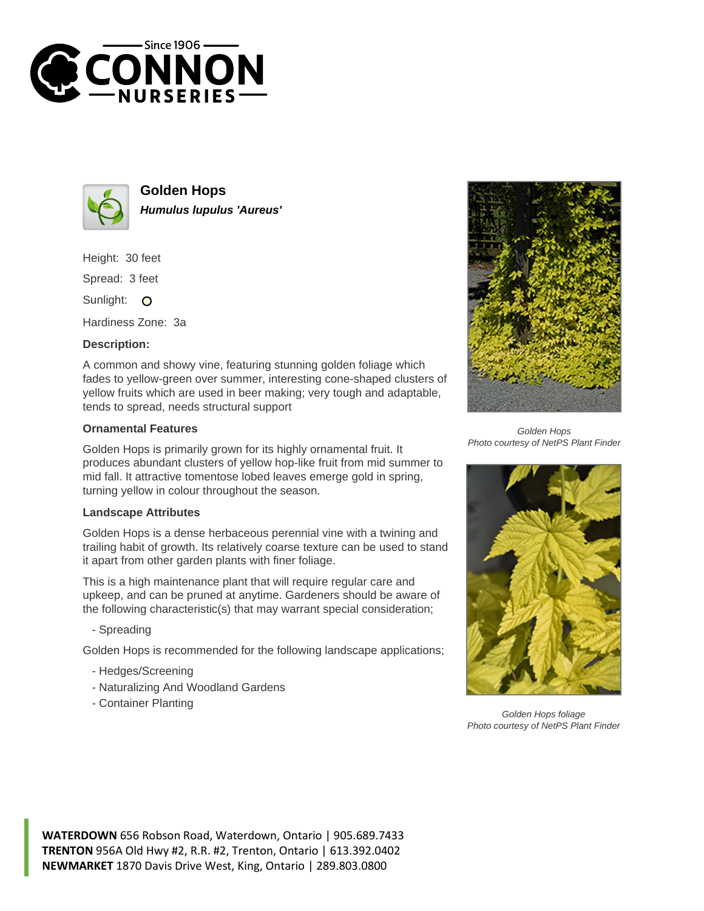# Golden Hops

***Humulus lupulus 'Aureus'***

Height: 30 feet

Spread: 3 feet

Sunlight: O

Hardiness Zone: 3a

**Description:**

A common and showy vine, featuring stunning golden foliage which fades to yellow-green over summer, interesting cone-shaped clusters of yellow fruits which are used in beer making; very tough and adaptable, tends to spread, needs structural support

### Ornamental Features

Golden Hops is primarily grown for its highly ornamental fruit. It produces abundant clusters of yellow hop-like fruit from mid summer to mid fall. It attractive tomentose lobed leaves emerge gold in spring, turning yellow in colour throughout the season.

### Landscape Attributes

Golden Hops is a dense herbaceous perennial vine with a twining and trailing habit of growth. Its relatively coarse texture can be used to stand it apart from other garden plants with finer foliage.

This is a high maintenance plant that will require regular care and upkeep, and can be pruned at anytime. Gardeners should be aware of the following characteristic(s) that may warrant special consideration;

- Spreading

Golden Hops is recommended for the following landscape applications;

- Hedges/Screening
- Naturalizing And Woodland Gardens
- Container Planting

*Golden Hops*
*Photo courtesy of NetPS Plant Finder*

*Golden Hops foliage*
*Photo courtesy of NetPS Plant Finder*

**WATERDOWN** 656 Robson Road, Waterdown, Ontario | 905.689.7433
**TRENTON** 956A Old Hwy #2, R.R. #2, Trenton, Ontario | 613.392.0402
**NEWMARKET** 1870 Davis Drive West, King, Ontario | 289.803.0800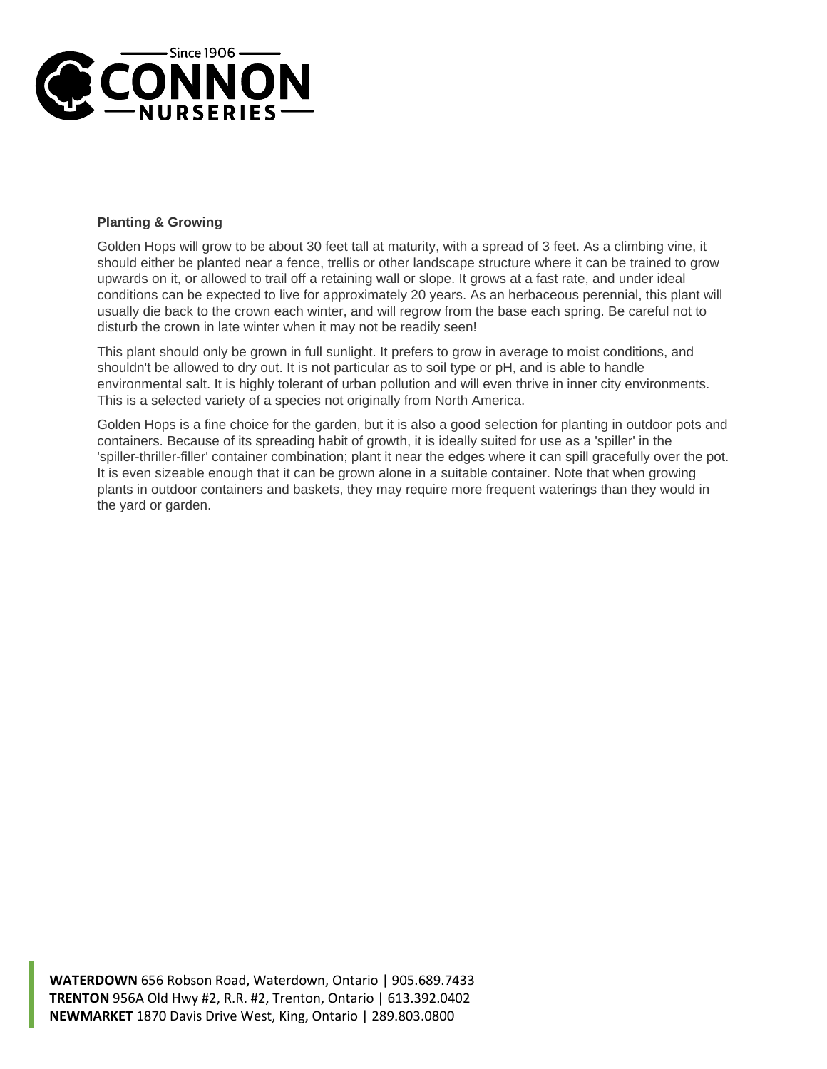### Planting & Growing

Golden Hops will grow to be about 30 feet tall at maturity, with a spread of 3 feet. As a climbing vine, it should either be planted near a fence, trellis or other landscape structure where it can be trained to grow upwards on it, or allowed to trail off a retaining wall or slope. It grows at a fast rate, and under ideal conditions can be expected to live for approximately 20 years. As an herbaceous perennial, this plant will usually die back to the crown each winter, and will regrow from the base each spring. Be careful not to disturb the crown in late winter when it may not be readily seen!

This plant should only be grown in full sunlight. It prefers to grow in average to moist conditions, and shouldn't be allowed to dry out. It is not particular as to soil type or pH, and is able to handle environmental salt. It is highly tolerant of urban pollution and will even thrive in inner city environments. This is a selected variety of a species not originally from North America.

Golden Hops is a fine choice for the garden, but it is also a good selection for planting in outdoor pots and containers. Because of its spreading habit of growth, it is ideally suited for use as a 'spiller' in the 'spiller-thriller-filler' container combination; plant it near the edges where it can spill gracefully over the pot. It is even sizeable enough that it can be grown alone in a suitable container. Note that when growing plants in outdoor containers and baskets, they may require more frequent waterings than they would in the yard or garden.

**WATERDOWN** 656 Robson Road, Waterdown, Ontario | 905.689.7433
**TRENTON** 956A Old Hwy #2, R.R. #2, Trenton, Ontario | 613.392.0402
**NEWMARKET** 1870 Davis Drive West, King, Ontario | 289.803.0800